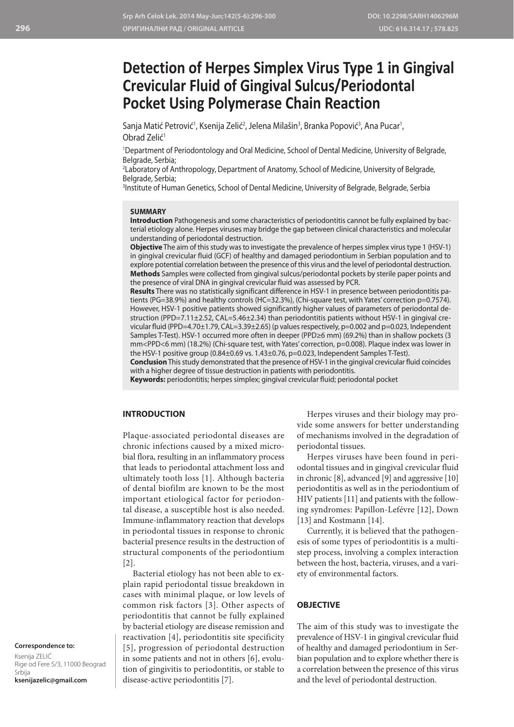# Detection of Herpes Simplex Virus Type 1 in Gingival Crevicular Fluid of Gingival Sulcus/Periodontal Pocket Using Polymerase Chain Reaction

Sanja Matić Petrović[1], Ksenija Zelić[2], Jelena Milašin[3], Branka Popović[3], Ana Pucar[1], Obrad Zelić[1]

[1]Department of Periodontology and Oral Medicine, School of Dental Medicine, University of Belgrade, Belgrade, Serbia;
[2]Laboratory of Anthropology, Department of Anatomy, School of Medicine, University of Belgrade, Belgrade, Serbia;
[3]Institute of Human Genetics, School of Dental Medicine, University of Belgrade, Belgrade, Serbia

## SUMMARY

**Introduction** Pathogenesis and some characteristics of periodontitis cannot be fully explained by bacterial etiology alone. Herpes viruses may bridge the gap between clinical characteristics and molecular understanding of periodontal destruction.

**Objective** The aim of this study was to investigate the prevalence of herpes simplex virus type 1 (HSV-1) in gingival crevicular fluid (GCF) of healthy and damaged periodontium in Serbian population and to explore potential correlation between the presence of this virus and the level of periodontal destruction.

**Methods** Samples were collected from gingival sulcus/periodontal pockets by sterile paper points and the presence of viral DNA in gingival crevicular fluid was assessed by PCR.

**Results** There was no statistically significant difference in HSV-1 in presence between periodontitis patients (PG=38.9%) and healthy controls (HC=32.3%), (Chi-square test, with Yates' correction p=0.7574). However, HSV-1 positive patients showed significantly higher values of parameters of periodontal destruction (PPD=7.11±2.52, CAL=5.46±2.34) than periodontitis patients without HSV-1 in gingival crevicular fluid (PPD=4.70±1.79, CAL=3.39±2.65) (p values respectively, p=0.002 and p=0.023, Independent Samples T-Test). HSV-1 occurred more often in deeper (PPD≥6 mm) (69.2%) than in shallow pockets (3 mm<PPD<6 mm) (18.2%) (Chi-square test, with Yates' correction, p=0.008). Plaque index was lower in the HSV-1 positive group (0.84±0.69 vs. 1.43±0.76, p=0.023, Independent Samples T-Test).

**Conclusion** This study demonstrated that the presence of HSV-1 in the gingival crevicular fluid coincides with a higher degree of tissue destruction in patients with periodontitis.

**Keywords:** periodontitis; herpes simplex; gingival crevicular fluid; periodontal pocket

## INTRODUCTION

Plaque-associated periodontal diseases are chronic infections caused by a mixed microbial flora, resulting in an inflammatory process that leads to periodontal attachment loss and ultimately tooth loss [1]. Although bacteria of dental biofilm are known to be the most important etiological factor for periodontal disease, a susceptible host is also needed. Immune-inflammatory reaction that develops in periodontal tissues in response to chronic bacterial presence results in the destruction of structural components of the periodontium [2].

Bacterial etiology has not been able to explain rapid periodontal tissue breakdown in cases with minimal plaque, or low levels of common risk factors [3]. Other aspects of periodontitis that cannot be fully explained by bacterial etiology are disease remission and reactivation [4], periodontitis site specificity [5], progression of periodontal destruction in some patients and not in others [6], evolution of gingivitis to periodontitis, or stable to disease-active periodontitis [7].

Herpes viruses and their biology may provide some answers for better understanding of mechanisms involved in the degradation of periodontal tissues.

Herpes viruses have been found in periodontal tissues and in gingival crevicular fluid in chronic [8], advanced [9] and aggressive [10] periodontitis as well as in the periodontium of HIV patients [11] and patients with the following syndromes: Papillon-Lefévre [12], Down [13] and Kostmann [14].

Currently, it is believed that the pathogenesis of some types of periodontitis is a multistep process, involving a complex interaction between the host, bacteria, viruses, and a variety of environmental factors.

## OBJECTIVE

The aim of this study was to investigate the prevalence of HSV-1 in gingival crevicular fluid of healthy and damaged periodontium in Serbian population and to explore whether there is a correlation between the presence of this virus and the level of periodontal destruction.

**Correspondence to:**
Ksenija ZELIĆ
Rige od Fere 5/3, 11000 Beograd
Srbija
**ksenijazelic@gmail.com**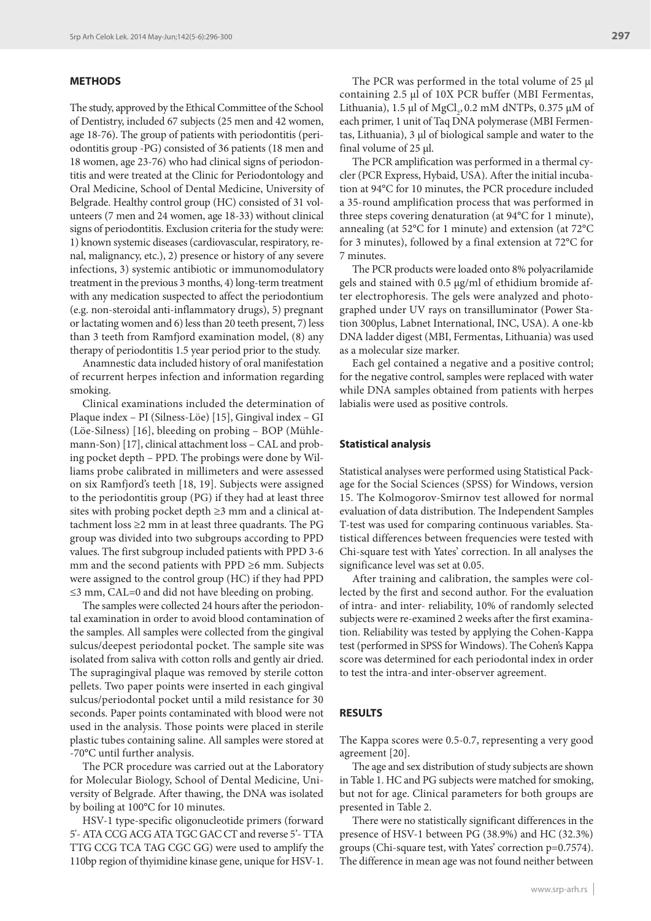## METHODS

The study, approved by the Ethical Committee of the School of Dentistry, included 67 subjects (25 men and 42 women, age 18-76). The group of patients with periodontitis (periodontitis group -PG) consisted of 36 patients (18 men and 18 women, age 23-76) who had clinical signs of periodontitis and were treated at the Clinic for Periodontology and Oral Medicine, School of Dental Medicine, University of Belgrade. Healthy control group (HC) consisted of 31 volunteers (7 men and 24 women, age 18-33) without clinical signs of periodontitis. Exclusion criteria for the study were: 1) known systemic diseases (cardiovascular, respiratory, renal, malignancy, etc.), 2) presence or history of any severe infections, 3) systemic antibiotic or immunomodulatory treatment in the previous 3 months, 4) long-term treatment with any medication suspected to affect the periodontium (e.g. non-steroidal anti-inflammatory drugs), 5) pregnant or lactating women and 6) less than 20 teeth present, 7) less than 3 teeth from Ramfjord examination model, (8) any therapy of periodontitis 1.5 year period prior to the study.

Anamnestic data included history of oral manifestation of recurrent herpes infection and information regarding smoking.

Clinical examinations included the determination of Plaque index – PI (Silness-Löe) [15], Gingival index – GI (Löe-Silness) [16], bleeding on probing – BOP (Mühlemann-Son) [17], clinical attachment loss – CAL and probing pocket depth – PPD. The probings were done by Williams probe calibrated in millimeters and were assessed on six Ramfjord's teeth [18, 19]. Subjects were assigned to the periodontitis group (PG) if they had at least three sites with probing pocket depth ≥3 mm and a clinical attachment loss ≥2 mm in at least three quadrants. The PG group was divided into two subgroups according to PPD values. The first subgroup included patients with PPD 3-6 mm and the second patients with PPD ≥6 mm. Subjects were assigned to the control group (HC) if they had PPD ≤3 mm, CAL=0 and did not have bleeding on probing.

The samples were collected 24 hours after the periodontal examination in order to avoid blood contamination of the samples. All samples were collected from the gingival sulcus/deepest periodontal pocket. The sample site was isolated from saliva with cotton rolls and gently air dried. The supragingival plaque was removed by sterile cotton pellets. Two paper points were inserted in each gingival sulcus/periodontal pocket until a mild resistance for 30 seconds. Paper points contaminated with blood were not used in the analysis. Those points were placed in sterile plastic tubes containing saline. All samples were stored at -70°C until further analysis.

The PCR procedure was carried out at the Laboratory for Molecular Biology, School of Dental Medicine, University of Belgrade. After thawing, the DNA was isolated by boiling at 100°C for 10 minutes.

HSV-1 type-specific oligonucleotide primers (forward 5'- ATA CCG ACG ATA TGC GAC CT and reverse 5'- TTA TTG CCG TCA TAG CGC GG) were used to amplify the 110bp region of thyimidine kinase gene, unique for HSV-1.

The PCR was performed in the total volume of 25 µl containing 2.5 µl of 10X PCR buffer (MBI Fermentas, Lithuania), 1.5 µl of $MgCl_2$, 0.2 mM dNTPs, 0.375 µM of each primer, 1 unit of Taq DNA polymerase (MBI Fermentas, Lithuania), 3 µl of biological sample and water to the final volume of 25 µl.

The PCR amplification was performed in a thermal cycler (PCR Express, Hybaid, USA). After the initial incubation at 94°C for 10 minutes, the PCR procedure included a 35-round amplification process that was performed in three steps covering denaturation (at 94°C for 1 minute), annealing (at 52°C for 1 minute) and extension (at 72°C for 3 minutes), followed by a final extension at 72°C for 7 minutes.

The PCR products were loaded onto 8% polyacrilamide gels and stained with 0.5 µg/ml of ethidium bromide after electrophoresis. The gels were analyzed and photographed under UV rays on transillituminator (Power Station 300plus, Labnet International, INC, USA). A one-kb DNA ladder digest (MBI, Fermentas, Lithuania) was used as a molecular size marker.

Each gel contained a negative and a positive control; for the negative control, samples were replaced with water while DNA samples obtained from patients with herpes labialis were used as positive controls.

### Statistical analysis

Statistical analyses were performed using Statistical Package for the Social Sciences (SPSS) for Windows, version 15. The Kolmogorov-Smirnov test allowed for normal evaluation of data distribution. The Independent Samples T-test was used for comparing continuous variables. Statistical differences between frequencies were tested with Chi-square test with Yates' correction. In all analyses the significance level was set at 0.05.

After training and calibration, the samples were collected by the first and second author. For the evaluation of intra- and inter- reliability, 10% of randomly selected subjects were re-examined 2 weeks after the first examination. Reliability was tested by applying the Cohen-Kappa test (performed in SPSS for Windows). The Cohen's Kappa score was determined for each periodontal index in order to test the intra-and inter-observer agreement.

## RESULTS

The Kappa scores were 0.5-0.7, representing a very good agreement [20].

The age and sex distribution of study subjects are shown in Table 1. HC and PG subjects were matched for smoking, but not for age. Clinical parameters for both groups are presented in Table 2.

There were no statistically significant differences in the presence of HSV-1 between PG (38.9%) and HC (32.3%) groups (Chi-square test, with Yates' correction p=0.7574). The difference in mean age was not found neither between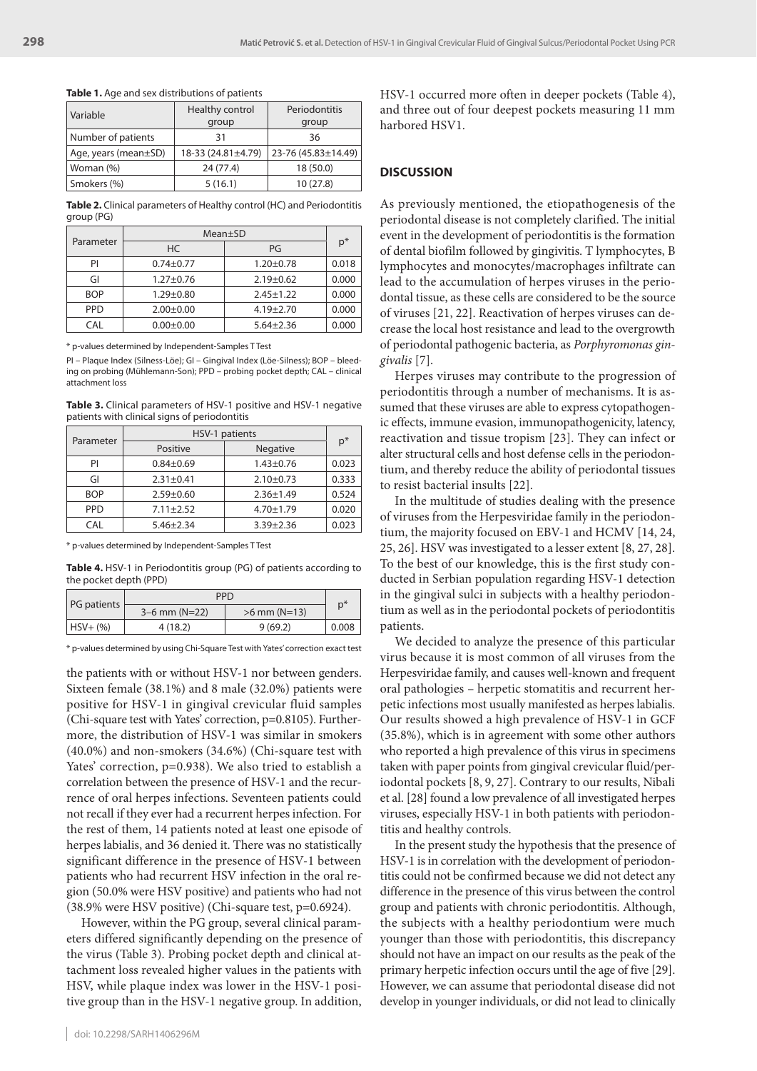**Table 1.** Age and sex distributions of patients

| Variable | Healthy control group | Periodontitis group |
| --- | --- | --- |
| Number of patients | 31 | 36 |
| Age, years (mean±SD) | 18-33 (24.81±4.79) | 23-76 (45.83±14.49) |
| Woman (%) | 24 (77.4) | 18 (50.0) |
| Smokers (%) | 5 (16.1) | 10 (27.8) |

**Table 2.** Clinical parameters of Healthy control (HC) and Periodontitis group (PG)

| Parameter | Mean±SD | | p* |
| --- | --- | --- | --- |
| | HC | PG | |
| PI | 0.74±0.77 | 1.20±0.78 | 0.018 |
| GI | 1.27±0.76 | 2.19±0.62 | 0.000 |
| BOP | 1.29±0.80 | 2.45±1.22 | 0.000 |
| PPD | 2.00±0.00 | 4.19±2.70 | 0.000 |
| CAL | 0.00±0.00 | 5.64±2.36 | 0.000 |

\* p-values determined by Independent-Samples T Test

PI – Plaque Index (Silness-Löe); GI – Gingival Index (Löe-Silness); BOP – bleeding on probing (Mühlemann-Son); PPD – probing pocket depth; CAL – clinical attachment loss

**Table 3.** Clinical parameters of HSV-1 positive and HSV-1 negative patients with clinical signs of periodontitis

| Parameter | HSV-1 patients | | p* |
| --- | --- | --- | --- |
| | Positive | Negative | |
| PI | 0.84±0.69 | 1.43±0.76 | 0.023 |
| GI | 2.31±0.41 | 2.10±0.73 | 0.333 |
| BOP | 2.59±0.60 | 2.36±1.49 | 0.524 |
| PPD | 7.11±2.52 | 4.70±1.79 | 0.020 |
| CAL | 5.46±2.34 | 3.39±2.36 | 0.023 |

\* p-values determined by Independent-Samples T Test

**Table 4.** HSV-1 in Periodontitis group (PG) of patients according to the pocket depth (PPD)

| PG patients | PPD | | p* |
| --- | --- | --- | --- |
| | 3–6 mm (N=22) | >6 mm (N=13) | |
| HSV+ (%) | 4 (18.2) | 9 (69.2) | 0.008 |

\* p-values determined by using Chi-Square Test with Yates' correction exact test

the patients with or without HSV-1 nor between genders. Sixteen female (38.1%) and 8 male (32.0%) patients were positive for HSV-1 in gingival crevicular fluid samples (Chi-square test with Yates' correction, p=0.8105). Furthermore, the distribution of HSV-1 was similar in smokers (40.0%) and non-smokers (34.6%) (Chi-square test with Yates' correction, p=0.938). We also tried to establish a correlation between the presence of HSV-1 and the recurrence of oral herpes infections. Seventeen patients could not recall if they ever had a recurrent herpes infection. For the rest of them, 14 patients noted at least one episode of herpes labialis, and 36 denied it. There was no statistically significant difference in the presence of HSV-1 between patients who had recurrent HSV infection in the oral region (50.0% were HSV positive) and patients who had not (38.9% were HSV positive) (Chi-square test, p=0.6924).

However, within the PG group, several clinical parameters differed significantly depending on the presence of the virus (Table 3). Probing pocket depth and clinical attachment loss revealed higher values in the patients with HSV, while plaque index was lower in the HSV-1 positive group than in the HSV-1 negative group. In addition, HSV-1 occurred more often in deeper pockets (Table 4), and three out of four deepest pockets measuring 11 mm harbored HSV1.

## DISCUSSION

As previously mentioned, the etiopathogenesis of the periodontal disease is not completely clarified. The initial event in the development of periodontitis is the formation of dental biofilm followed by gingivitis. T lymphocytes, B lymphocytes and monocytes/macrophages infiltrate can lead to the accumulation of herpes viruses in the periodontal tissue, as these cells are considered to be the source of viruses [21, 22]. Reactivation of herpes viruses can decrease the local host resistance and lead to the overgrowth of periodontal pathogenic bacteria, as *Porphyromonas gingivalis* [7].

Herpes viruses may contribute to the progression of periodontitis through a number of mechanisms. It is assumed that these viruses are able to express cytopathogenic effects, immune evasion, immunopathogenicity, latency, reactivation and tissue tropism [23]. They can infect or alter structural cells and host defense cells in the periodontium, and thereby reduce the ability of periodontal tissues to resist bacterial insults [22].

In the multitude of studies dealing with the presence of viruses from the Herpesviridae family in the periodontium, the majority focused on EBV-1 and HCMV [14, 24, 25, 26]. HSV was investigated to a lesser extent [8, 27, 28]. To the best of our knowledge, this is the first study conducted in Serbian population regarding HSV-1 detection in the gingival sulci in subjects with a healthy periodontium as well as in the periodontal pockets of periodontitis patients.

We decided to analyze the presence of this particular virus because it is most common of all viruses from the Herpesviridae family, and causes well-known and frequent oral pathologies – herpetic stomatitis and recurrent herpetic infections most usually manifested as herpes labialis. Our results showed a high prevalence of HSV-1 in GCF (35.8%), which is in agreement with some other authors who reported a high prevalence of this virus in specimens taken with paper points from gingival crevicular fluid/periodontal pockets [8, 9, 27]. Contrary to our results, Nibali et al. [28] found a low prevalence of all investigated herpes viruses, especially HSV-1 in both patients with periodontitis and healthy controls.

In the present study the hypothesis that the presence of HSV-1 is in correlation with the development of periodontitis could not be confirmed because we did not detect any difference in the presence of this virus between the control group and patients with chronic periodontitis. Although, the subjects with a healthy periodontium were much younger than those with periodontitis, this discrepancy should not have an impact on our results as the peak of the primary herpetic infection occurs until the age of five [29]. However, we can assume that periodontal disease did not develop in younger individuals, or did not lead to clinically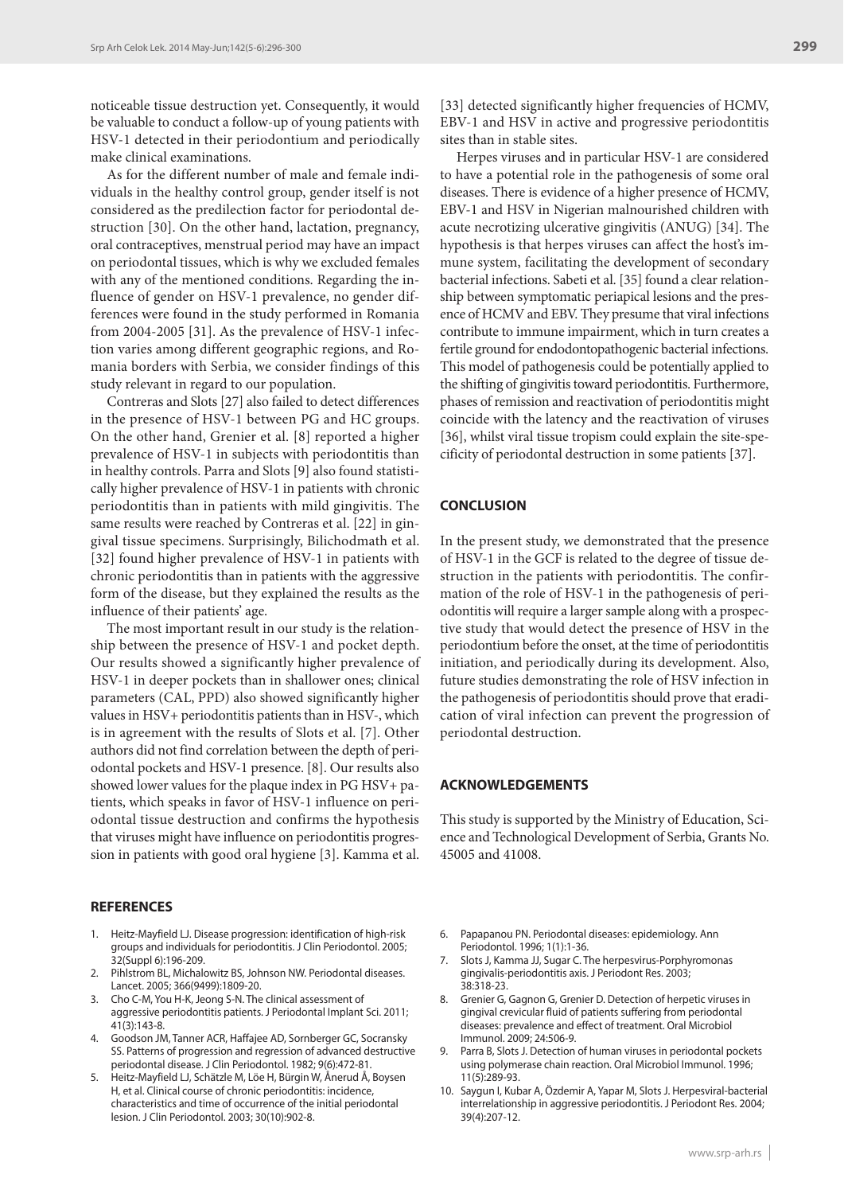noticeable tissue destruction yet. Consequently, it would be valuable to conduct a follow-up of young patients with HSV-1 detected in their periodontium and periodically make clinical examinations.

As for the different number of male and female individuals in the healthy control group, gender itself is not considered as the predilection factor for periodontal destruction [30]. On the other hand, lactation, pregnancy, oral contraceptives, menstrual period may have an impact on periodontal tissues, which is why we excluded females with any of the mentioned conditions. Regarding the influence of gender on HSV-1 prevalence, no gender differences were found in the study performed in Romania from 2004-2005 [31]. As the prevalence of HSV-1 infection varies among different geographic regions, and Romania borders with Serbia, we consider findings of this study relevant in regard to our population.

Contreras and Slots [27] also failed to detect differences in the presence of HSV-1 between PG and HC groups. On the other hand, Grenier et al. [8] reported a higher prevalence of HSV-1 in subjects with periodontitis than in healthy controls. Parra and Slots [9] also found statistically higher prevalence of HSV-1 in patients with chronic periodontitis than in patients with mild gingivitis. The same results were reached by Contreras et al. [22] in gingival tissue specimens. Surprisingly, Bilichodmath et al. [32] found higher prevalence of HSV-1 in patients with chronic periodontitis than in patients with the aggressive form of the disease, but they explained the results as the influence of their patients' age.

The most important result in our study is the relationship between the presence of HSV-1 and pocket depth. Our results showed a significantly higher prevalence of HSV-1 in deeper pockets than in shallower ones; clinical parameters (CAL, PPD) also showed significantly higher values in HSV+ periodontitis patients than in HSV-, which is in agreement with the results of Slots et al. [7]. Other authors did not find correlation between the depth of periodontal pockets and HSV-1 presence. [8]. Our results also showed lower values for the plaque index in PG HSV+ patients, which speaks in favor of HSV-1 influence on periodontal tissue destruction and confirms the hypothesis that viruses might have influence on periodontitis progression in patients with good oral hygiene [3]. Kamma et al. [33] detected significantly higher frequencies of HCMV, EBV-1 and HSV in active and progressive periodontitis sites than in stable sites.

Herpes viruses and in particular HSV-1 are considered to have a potential role in the pathogenesis of some oral diseases. There is evidence of a higher presence of HCMV, EBV-1 and HSV in Nigerian malnourished children with acute necrotizing ulcerative gingivitis (ANUG) [34]. The hypothesis is that herpes viruses can affect the host's immune system, facilitating the development of secondary bacterial infections. Sabeti et al. [35] found a clear relationship between symptomatic periapical lesions and the presence of HCMV and EBV. They presume that viral infections contribute to immune impairment, which in turn creates a fertile ground for endodontopathogenic bacterial infections. This model of pathogenesis could be potentially applied to the shifting of gingivitis toward periodontitis. Furthermore, phases of remission and reactivation of periodontitis might coincide with the latency and the reactivation of viruses [36], whilst viral tissue tropism could explain the site-specificity of periodontal destruction in some patients [37].

## CONCLUSION

In the present study, we demonstrated that the presence of HSV-1 in the GCF is related to the degree of tissue destruction in the patients with periodontitis. The confirmation of the role of HSV-1 in the pathogenesis of periodontitis will require a larger sample along with a prospective study that would detect the presence of HSV in the periodontium before the onset, at the time of periodontitis initiation, and periodically during its development. Also, future studies demonstrating the role of HSV infection in the pathogenesis of periodontitis should prove that eradication of viral infection can prevent the progression of periodontal destruction.

## ACKNOWLEDGEMENTS

This study is supported by the Ministry of Education, Science and Technological Development of Serbia, Grants No. 45005 and 41008.

## REFERENCES

1. Heitz-Mayfield LJ. Disease progression: identification of high-risk groups and individuals for periodontitis. J Clin Periodontol. 2005; 32(Suppl 6):196-209.
2. Pihlstrom BL, Michalowitz BS, Johnson NW. Periodontal diseases. Lancet. 2005; 366(9499):1809-20.
3. Cho C-M, You H-K, Jeong S-N. The clinical assessment of aggressive periodontitis patients. J Periodontal Implant Sci. 2011; 41(3):143-8.
4. Goodson JM, Tanner ACR, Haffajee AD, Sornberger GC, Socransky SS. Patterns of progression and regression of advanced destructive periodontal disease. J Clin Periodontol. 1982; 9(6):472-81.
5. Heitz-Mayfield LJ, Schätzle M, Löe H, Bürgin W, Ånerud Å, Boysen H, et al. Clinical course of chronic periodontitis: incidence, characteristics and time of occurrence of the initial periodontal lesion. J Clin Periodontol. 2003; 30(10):902-8.
6. Papapanou PN. Periodontal diseases: epidemiology. Ann Periodontol. 1996; 1(1):1-36.
7. Slots J, Kamma JJ, Sugar C. The herpesvirus-Porphyromonas gingivalis-periodontitis axis. J Periodont Res. 2003; 38:318-23.
8. Grenier G, Gagnon G, Grenier D. Detection of herpetic viruses in gingival crevicular fluid of patients suffering from periodontal diseases: prevalence and effect of treatment. Oral Microbiol Immunol. 2009; 24:506-9.
9. Parra B, Slots J. Detection of human viruses in periodontal pockets using polymerase chain reaction. Oral Microbiol Immunol. 1996; 11(5):289-93.
10. Saygun I, Kubar A, Özdemir A, Yapar M, Slots J. Herpesviral-bacterial interrelationship in aggressive periodontitis. J Periodont Res. 2004; 39(4):207-12.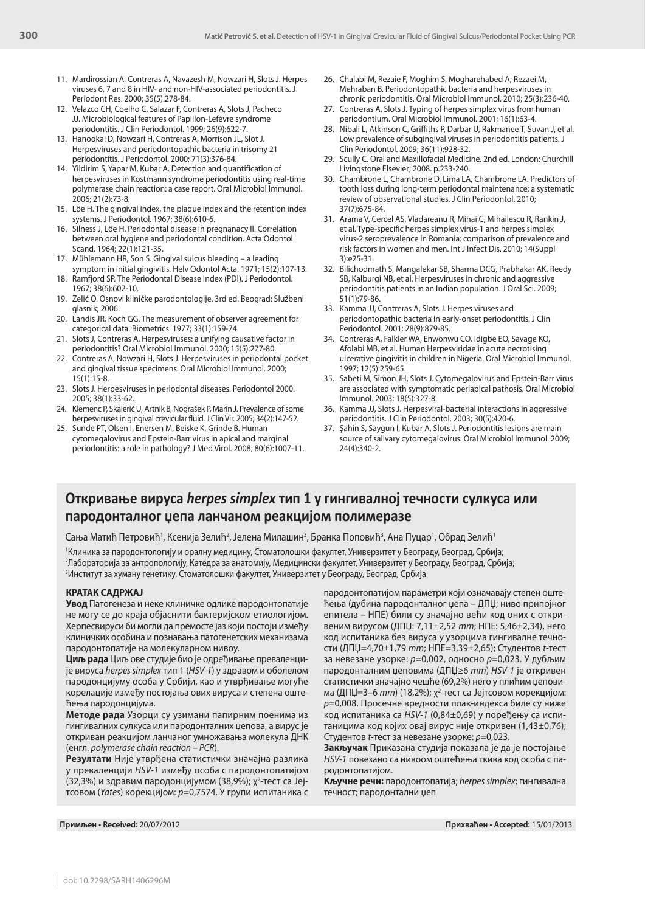11. Mardirossian A, Contreras A, Navazesh M, Nowzari H, Slots J. Herpes viruses 6, 7 and 8 in HIV- and non-HIV-associated periodontitis. J Periodont Res. 2000; 35(5):278-84.
12. Velazco CH, Coelho C, Salazar F, Contreras A, Slots J, Pacheco JJ. Microbiological features of Papillon-Lefévre syndrome periodontitis. J Clin Periodontol. 1999; 26(9):622-7.
13. Hanookai D, Nowzari H, Contreras A, Morrison JL, Slot J. Herpesviruses and periodontopathic bacteria in trisomy 21 periodontitis. J Periodontol. 2000; 71(3):376-84.
14. Yildirim S, Yapar M, Kubar A. Detection and quantification of herpesviruses in Kostmann syndrome periodontitis using real-time polymerase chain reaction: a case report. Oral Microbiol Immunol. 2006; 21(2):73-8.
15. Löe H. The gingival index, the plaque index and the retention index systems. J Periodontol. 1967; 38(6):610-6.
16. Silness J, Löe H. Periodontal disease in pregnanacy II. Correlation between oral hygiene and periodontal condition. Acta Odontol Scand. 1964; 22(1):121-35.
17. Mühlemann HR, Son S. Gingival sulcus bleeding – a leading symptom in initial gingivitis. Helv Odontol Acta. 1971; 15(2):107-13.
18. Ramfjord SP. The Periodontal Disease Index (PDI). J Periodontol. 1967; 38(6):602-10.
19. Zelić O. Osnovi kliničke parodontologije. 3rd ed. Beograd: Službeni glasnik; 2006.
20. Landis JR, Koch GG. The measurement of observer agreement for categorical data. Biometrics. 1977; 33(1):159-74.
21. Slots J, Contreras A. Herpesviruses: a unifying causative factor in periodontitis? Oral Microbiol Immunol. 2000; 15(5):277-80.
22. Contreras A, Nowzari H, Slots J. Herpesviruses in periodontal pocket and gingival tissue specimens. Oral Microbiol Immunol. 2000; 15(1):15-8.
23. Slots J. Herpesviruses in periodontal diseases. Periodontol 2000. 2005; 38(1):33-62.
24. Klemenc P, Skalerič U, Artnik B, Nograšek P, Marin J. Prevalence of some herpesviruses in gingival crevicular fluid. J Clin Vir. 2005; 34(2):147-52.
25. Sunde PT, Olsen I, Enersen M, Beiske K, Grinde B. Human cytomegalovirus and Epstein-Barr virus in apical and marginal periodontitis: a role in pathology? J Med Virol. 2008; 80(6):1007-11.
26. Chalabi M, Rezaie F, Moghim S, Mogharehabed A, Rezaei M, Mehraban B. Periodontopathic bacteria and herpesviruses in chronic periodontitis. Oral Microbiol Immunol. 2010; 25(3):236-40.
27. Contreras A, Slots J. Typing of herpes simplex virus from human periodontium. Oral Microbiol Immunol. 2001; 16(1):63-4.
28. Nibali L, Atkinson C, Griffiths P, Darbar U, Rakmanee T, Suvan J, et al. Low prevalence of subgingival viruses in periodontitis patients. J Clin Periodontol. 2009; 36(11):928-32.
29. Scully C. Oral and Maxillofacial Medicine. 2nd ed. London: Churchill Livingstone Elsevier; 2008. p.233-240.
30. Chambrone L, Chambrone D, Lima LA, Chambrone LA. Predictors of tooth loss during long-term periodontal maintenance: a systematic review of observational studies. J Clin Periodontol. 2010; 37(7):675-84.
31. Arama V, Cercel AS, Vladareanu R, Mihai C, Mihailescu R, Rankin J, et al. Type-specific herpes simplex virus-1 and herpes simplex virus-2 seroprevalence in Romania: comparison of prevalence and risk factors in women and men. Int J Infect Dis. 2010; 14(Suppl 3):e25-31.
32. Bilichodmath S, Mangalekar SB, Sharma DCG, Prabhakar AK, Reedy SB, Kalburgi NB, et al. Herpesviruses in chronic and aggressive periodontitis patients in an Indian population. J Oral Sci. 2009; 51(1):79-86.
33. Kamma JJ, Contreras A, Slots J. Herpes viruses and periodontopathic bacteria in early-onset periodontitis. J Clin Periodontol. 2001; 28(9):879-85.
34. Contreras A, Falkler WA, Enwonwu CO, Idigbe EO, Savage KO, Afolabi MB, et al. Human Herpesviridae in acute necrotising ulcerative gingivitis in children in Nigeria. Oral Microbiol Immunol. 1997; 12(5):259-65.
35. Sabeti M, Simon JH, Slots J. Cytomegalovirus and Epstein-Barr virus are associated with symptomatic periapical pathosis. Oral Microbiol Immunol. 2003; 18(5):327-8.
36. Kamma JJ, Slots J. Herpesviral-bacterial interactions in aggressive periodontitis. J Clin Periodontol. 2003; 30(5):420-6.
37. Şahin S, Saygun I, Kubar A, Slots J. Periodontitis lesions are main source of salivary cytomegalovirus. Oral Microbiol Immunol. 2009; 24(4):340-2.

# Откривање вируса *herpes simplex* тип 1 у гингивалној течности сулкуса или пародонталног џепа ланчаном реакцијом полимеразе

Сања Матић Петровић[1], Ксенија Зелић[2], Јелена Милашин[3], Бранка Поповић[3], Ана Пуцар[1], Обрад Зелић[1]

[1]Клиника за пародонтологију и оралну медицину, Стоматолошки факултет, Универзитет у Београду, Београд, Србија;
[2]Лабораторија за антропологију, Катедра за анатомију, Медицински факултет, Универзитет у Београду, Београд, Србија;
[3]Институт за хуману генетику, Стоматолошки факултет, Универзитет у Београду, Београд, Србија

## КРАТАК САДРЖАЈ

**Увод** Патогенеза и неке клиничке одлике пародонтопатије не могу се до краја објаснити бактеријском етиологијом. Херпесвируси би могли да премосте јаз који постоји између клиничких особина и познавања патогенетских механизама пародонтопатије на молекуларном нивоу.

**Циљ рада** Циљ ове студије био је одређивање преваленције вируса *herpes simplex* тип 1 (*HSV-1*) у здравом и оболелом пародонцијуму особа у Србији, као и утврђивање могуће корелације између постојања ових вируса и степена оштећења пародонцијума.

**Методе рада** Узорци су узимани папирним поенима из гингивалних сулкуса или пародонталних џепова, а вирус је откриван реакцијом ланчаног умножавања молекула ДНК (енгл. *polymerase chain reaction – PCR*).

**Резултати** Није утврђена статистички значајна разлика у преваленцији *HSV-1* између особа с пародонтопатијом (32,3%) и здравим пародонцијумом (38,9%); $\chi^2$-тест са Јејтсовом (*Yates*) корекцијом: $p=0{,}7574$. У групи испитаника с пародонтопатијом параметри који означавају степен оштећења (дубина пародонталног џепа – ДПЏ; ниво припојног епитела – НПЕ) били су значајно већи код оних с откривеним вирусом (ДПЏ: 7,11±2,52 *mm*; НПЕ: 5,46±2,34), него код испитаника без вируса у узорцима гингивалне течности (ДПЏ=4,70±1,79 *mm*; НПЕ=3,39±2,65); Студентов *t*-тест за невезане узорке: $p=0{,}002$, односно $p=0{,}023$. У дубљим пародонталним џеповима (ДПЏ≥6 *mm*) *HSV-1* је откривен статистички значајно чешће (69,2%) него у плићим џеповима (ДПЏ=3–6 *mm*) (18,2%); $\chi^2$-тест са Јејтсовом корекцијом: $p=0{,}008$. Просечне вредности плак-индекса биле су ниже код испитаника са *HSV-1* (0,84±0,69) у поређењу са испитаницима код којих овај вирус није откривен (1,43±0,76); Студентов *t*-тест за невезане узорке: $p=0{,}023$.

**Закључак** Приказана студија показала је да је постојање *HSV-1* повезано са нивоом оштећења ткива код особа с пародонтопатијом.

**Кључне речи:** пародонтопатија; *herpes simplex*; гингивална течност; пародонтални џеп

**Примљен • Received:** 20/07/2012 **Прихваћен • Accepted:** 15/01/2013